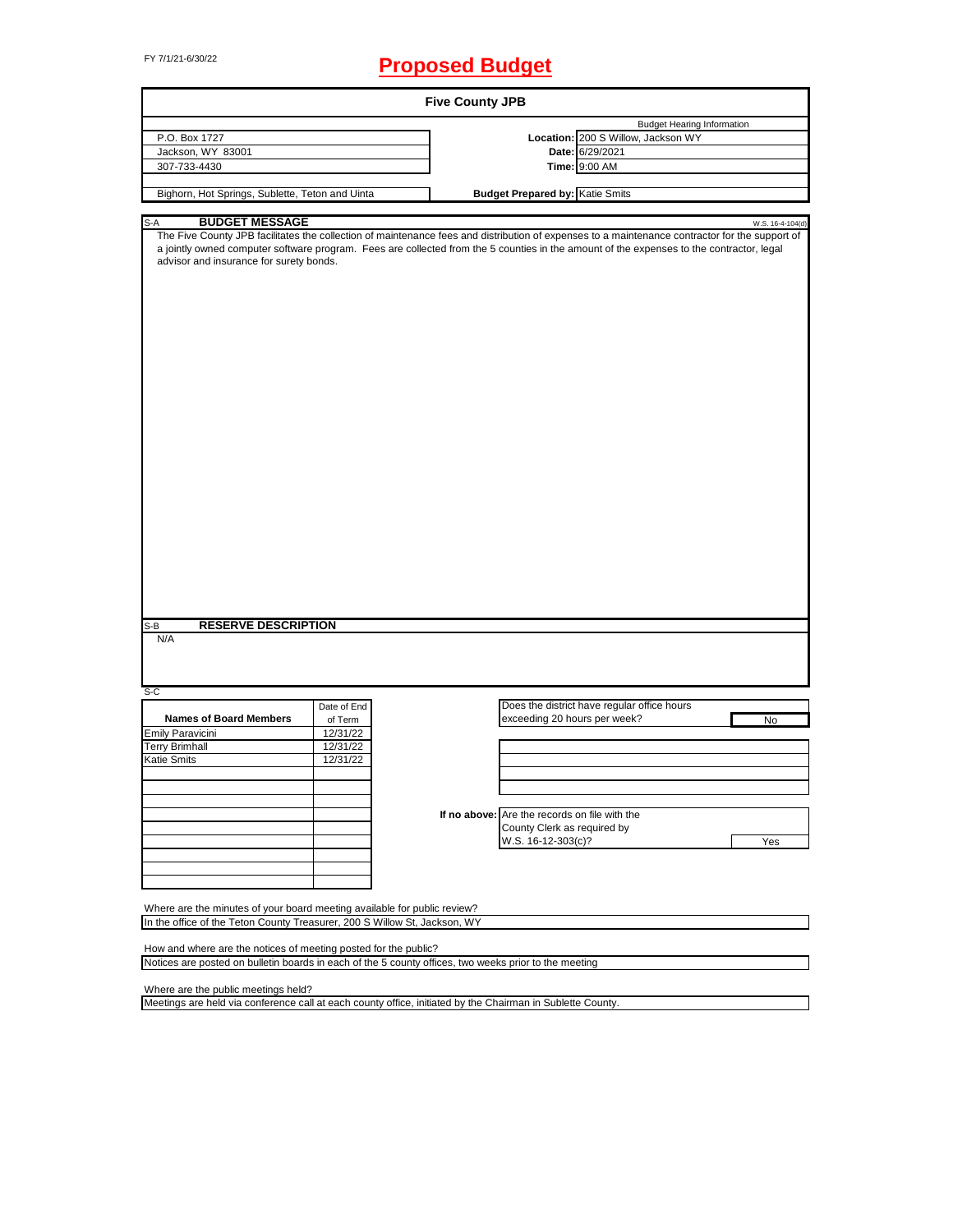FY 7/1/21-6/30/22

# Proposed Budget

## Five County JPB

| | | Budget Hearing Information |
|---|---|---|
| P.O. Box 1727 | **Location:** | 200 S Willow, Jackson WY |
| Jackson, WY 83001 | **Date:** | 6/29/2021 |
| 307-733-4430 | **Time:** | 9:00 AM |
| Bighorn, Hot Springs, Sublette, Teton and Uinta | **Budget Prepared by:** | Katie Smits |

S-A **BUDGET MESSAGE** W.S. 16-4-104(d)

The Five County JPB facilitates the collection of maintenance fees and distribution of expenses to a maintenance contractor for the support of a jointly owned computer software program. Fees are collected from the 5 counties in the amount of the expenses to the contractor, legal advisor and insurance for surety bonds.

S-B **RESERVE DESCRIPTION**

N/A

S-C

| Names of Board Members | Date of End of Term |
|---|---|
| Emily Paravicini | 12/31/22 |
| Terry Brimhall | 12/31/22 |
| Katie Smits | 12/31/22 |

Does the district have regular office hours exceeding 20 hours per week? No

**If no above:** Are the records on file with the County Clerk as required by W.S. 16-12-303(c)? Yes

Where are the minutes of your board meeting available for public review?

In the office of the Teton County Treasurer, 200 S Willow St, Jackson, WY

How and where are the notices of meeting posted for the public?

Notices are posted on bulletin boards in each of the 5 county offices, two weeks prior to the meeting

Where are the public meetings held?

Meetings are held via conference call at each county office, initiated by the Chairman in Sublette County.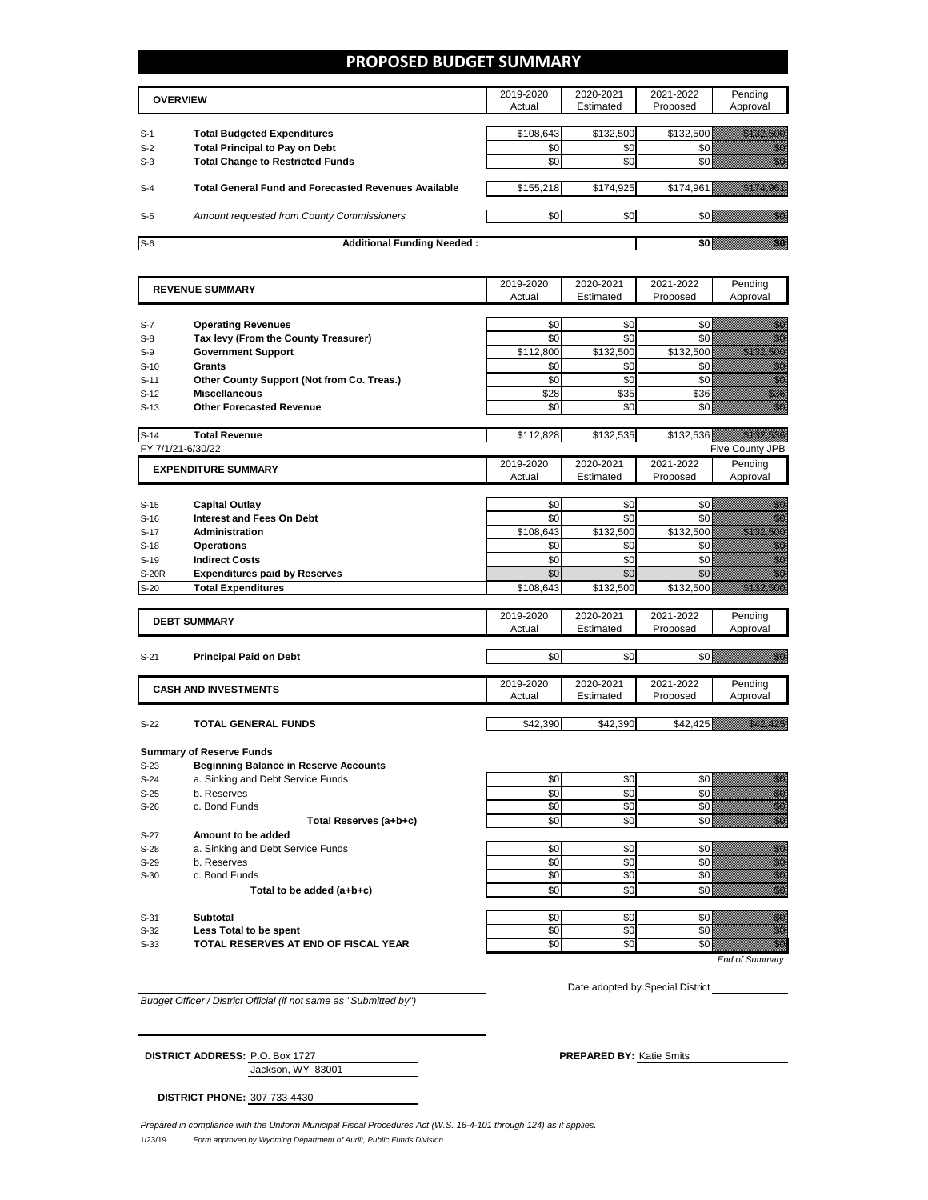# PROPOSED BUDGET SUMMARY

| | OVERVIEW | 2019-2020 Actual | 2020-2021 Estimated | 2021-2022 Proposed | Pending Approval |
|---|---|---|---|---|---|
| S-1 | **Total Budgeted Expenditures** | $108,643 | $132,500 | $132,500 | $132,500 |
| S-2 | **Total Principal to Pay on Debt** | $0 | $0 | $0 | $0 |
| S-3 | **Total Change to Restricted Funds** | $0 | $0 | $0 | $0 |
| S-4 | **Total General Fund and Forecasted Revenues Available** | $155,218 | $174,925 | $174,961 | $174,961 |
| S-5 | *Amount requested from County Commissioners* | $0 | $0 | $0 | $0 |
| S-6 | **Additional Funding Needed :** | | | **$0** | $0 |

| | REVENUE SUMMARY | 2019-2020 Actual | 2020-2021 Estimated | 2021-2022 Proposed | Pending Approval |
|---|---|---|---|---|---|
| S-7 | **Operating Revenues** | $0 | $0 | $0 | $0 |
| S-8 | **Tax levy (From the County Treasurer)** | $0 | $0 | $0 | $0 |
| S-9 | **Government Support** | $112,800 | $132,500 | $132,500 | $132,500 |
| S-10 | **Grants** | $0 | $0 | $0 | $0 |
| S-11 | **Other County Support (Not from Co. Treas.)** | $0 | $0 | $0 | $0 |
| S-12 | **Miscellaneous** | $28 | $35 | $36 | $36 |
| S-13 | **Other Forecasted Revenue** | $0 | $0 | $0 | $0 |
| S-14 | **Total Revenue** | $112,828 | $132,535 | $132,536 | $132,536 |

FY 7/1/21-6/30/22 — Five County JPB

| | EXPENDITURE SUMMARY | 2019-2020 Actual | 2020-2021 Estimated | 2021-2022 Proposed | Pending Approval |
|---|---|---|---|---|---|
| S-15 | **Capital Outlay** | $0 | $0 | $0 | $0 |
| S-16 | **Interest and Fees On Debt** | $0 | $0 | $0 | $0 |
| S-17 | **Administration** | $108,643 | $132,500 | $132,500 | $132,500 |
| S-18 | **Operations** | $0 | $0 | $0 | $0 |
| S-19 | **Indirect Costs** | $0 | $0 | $0 | $0 |
| S-20R | **Expenditures paid by Reserves** | $0 | $0 | $0 | $0 |
| S-20 | **Total Expenditures** | $108,643 | $132,500 | $132,500 | $132,500 |

| | DEBT SUMMARY | 2019-2020 Actual | 2020-2021 Estimated | 2021-2022 Proposed | Pending Approval |
|---|---|---|---|---|---|
| S-21 | **Principal Paid on Debt** | $0 | $0 | $0 | $0 |

| | CASH AND INVESTMENTS | 2019-2020 Actual | 2020-2021 Estimated | 2021-2022 Proposed | Pending Approval |
|---|---|---|---|---|---|
| S-22 | **TOTAL GENERAL FUNDS** | $42,390 | $42,390 | $42,425 | $42,425 |
| | **Summary of Reserve Funds** | | | | |
| S-23 | **Beginning Balance in Reserve Accounts** | | | | |
| S-24 | a. Sinking and Debt Service Funds | $0 | $0 | $0 | $0 |
| S-25 | b. Reserves | $0 | $0 | $0 | $0 |
| S-26 | c. Bond Funds | $0 | $0 | $0 | $0 |
| | **Total Reserves (a+b+c)** | $0 | $0 | $0 | $0 |
| S-27 | **Amount to be added** | | | | |
| S-28 | a. Sinking and Debt Service Funds | $0 | $0 | $0 | $0 |
| S-29 | b. Reserves | $0 | $0 | $0 | $0 |
| S-30 | c. Bond Funds | $0 | $0 | $0 | $0 |
| | **Total to be added (a+b+c)** | $0 | $0 | $0 | $0 |
| S-31 | **Subtotal** | $0 | $0 | $0 | $0 |
| S-32 | **Less Total to be spent** | $0 | $0 | $0 | $0 |
| S-33 | **TOTAL RESERVES AT END OF FISCAL YEAR** | $0 | $0 | $0 | $0 |

*End of Summary*

*Budget Officer / District Official (if not same as "Submitted by")*

Date adopted by Special District

**DISTRICT ADDRESS:** P.O. Box 1727
Jackson, WY 83001

**PREPARED BY:** Katie Smits

**DISTRICT PHONE:** 307-733-4430

*Prepared in compliance with the Uniform Municipal Fiscal Procedures Act (W.S. 16-4-101 through 124) as it applies.*

1/23/19 *Form approved by Wyoming Department of Audit, Public Funds Division*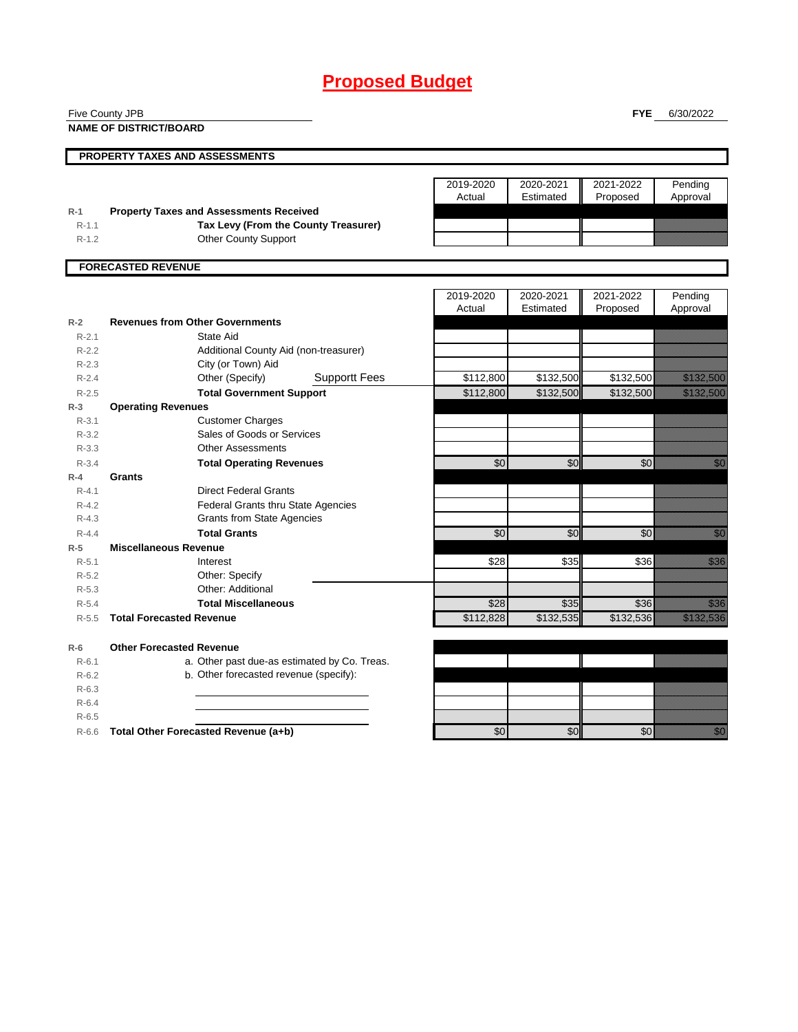# Proposed Budget

Five County JPB
**NAME OF DISTRICT/BOARD**

**FYE** 6/30/2022

## PROPERTY TAXES AND ASSESSMENTS

| | | 2019-2020 Actual | 2020-2021 Estimated | 2021-2022 Proposed | Pending Approval |
|---|---|---|---|---|---|
| R-1 | **Property Taxes and Assessments Received** | | | | |
| R-1.1 | **Tax Levy (From the County Treasurer)** | | | | |
| R-1.2 | Other County Support | | | | |

## FORECASTED REVENUE

| | | 2019-2020 Actual | 2020-2021 Estimated | 2021-2022 Proposed | Pending Approval |
|---|---|---|---|---|---|
| R-2 | **Revenues from Other Governments** | | | | |
| R-2.1 | State Aid | | | | |
| R-2.2 | Additional County Aid (non-treasurer) | | | | |
| R-2.3 | City (or Town) Aid | | | | |
| R-2.4 | Other (Specify) Supportt Fees | $112,800 | $132,500 | $132,500 | $132,500 |
| R-2.5 | **Total Government Support** | $112,800 | $132,500 | $132,500 | $132,500 |
| R-3 | **Operating Revenues** | | | | |
| R-3.1 | Customer Charges | | | | |
| R-3.2 | Sales of Goods or Services | | | | |
| R-3.3 | Other Assessments | | | | |
| R-3.4 | **Total Operating Revenues** | $0 | $0 | $0 | $0 |
| R-4 | **Grants** | | | | |
| R-4.1 | Direct Federal Grants | | | | |
| R-4.2 | Federal Grants thru State Agencies | | | | |
| R-4.3 | Grants from State Agencies | | | | |
| R-4.4 | **Total Grants** | $0 | $0 | $0 | $0 |
| R-5 | **Miscellaneous Revenue** | | | | |
| R-5.1 | Interest | $28 | $35 | $36 | $36 |
| R-5.2 | Other: Specify | | | | |
| R-5.3 | Other: Additional | | | | |
| R-5.4 | **Total Miscellaneous** | $28 | $35 | $36 | $36 |
| R-5.5 | **Total Forecasted Revenue** | $112,828 | $132,535 | $132,536 | $132,536 |

| | | | | | |
|---|---|---|---|---|---|
| R-6 | **Other Forecasted Revenue** | | | | |
| R-6.1 | a. Other past due-as estimated by Co. Treas. | | | | |
| R-6.2 | b. Other forecasted revenue (specify): | | | | |
| R-6.3 | | | | | |
| R-6.4 | | | | | |
| R-6.5 | | | | | |
| R-6.6 | **Total Other Forecasted Revenue (a+b)** | $0 | $0 | $0 | $0 |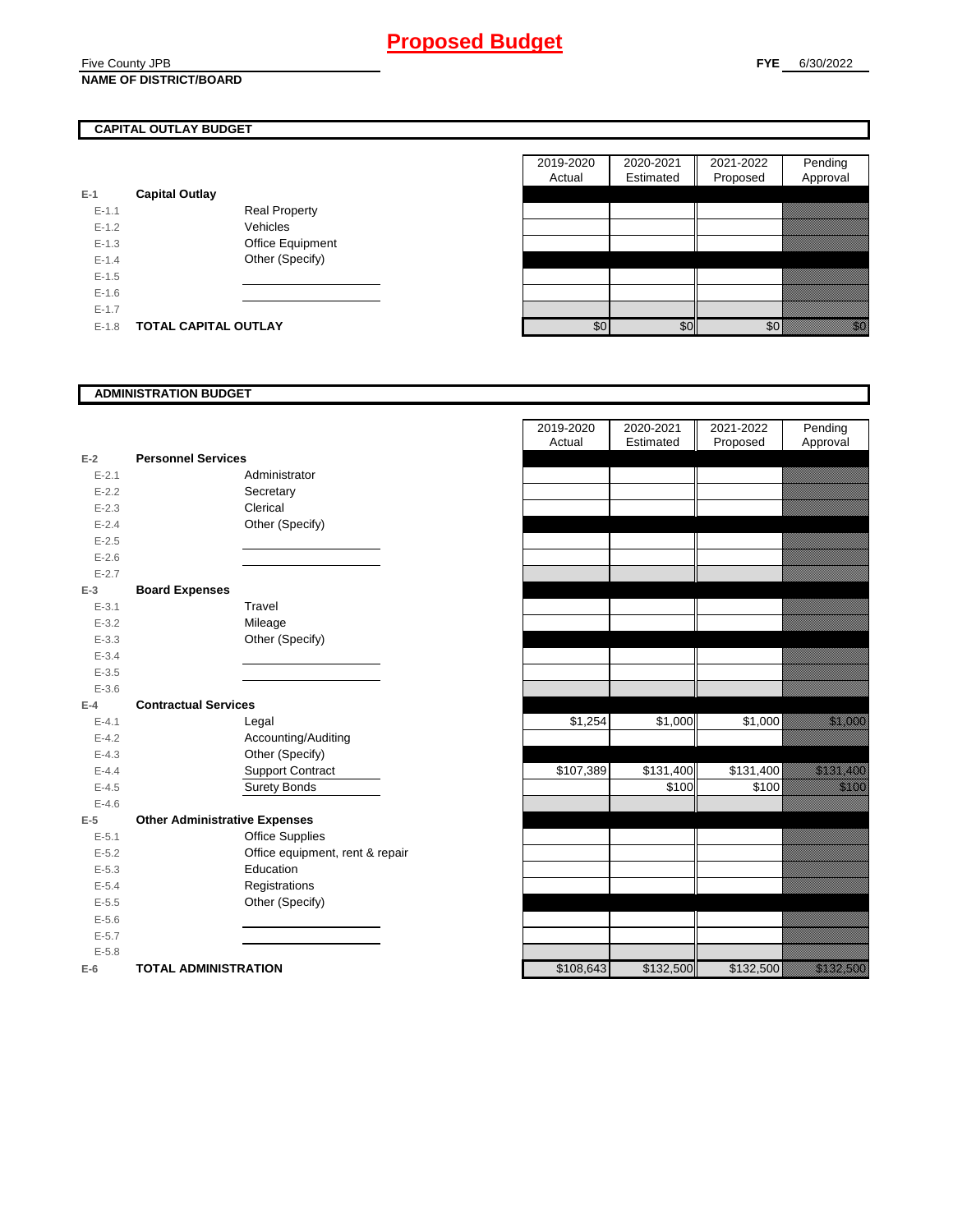# Proposed Budget

Five County JPB
**NAME OF DISTRICT/BOARD**

**FYE** 6/30/2022

## CAPITAL OUTLAY BUDGET

| | | | 2019-2020 Actual | 2020-2021 Estimated | 2021-2022 Proposed | Pending Approval |
|---|---|---|---|---|---|---|
| E-1 | **Capital Outlay** | | | | | |
| E-1.1 | | Real Property | | | | |
| E-1.2 | | Vehicles | | | | |
| E-1.3 | | Office Equipment | | | | |
| E-1.4 | | Other (Specify) | | | | |
| E-1.5 | | | | | | |
| E-1.6 | | | | | | |
| E-1.7 | | | | | | |
| E-1.8 | **TOTAL CAPITAL OUTLAY** | | $0 | $0 | $0 | $0 |

## ADMINISTRATION BUDGET

| | | | 2019-2020 Actual | 2020-2021 Estimated | 2021-2022 Proposed | Pending Approval |
|---|---|---|---|---|---|---|
| E-2 | **Personnel Services** | | | | | |
| E-2.1 | | Administrator | | | | |
| E-2.2 | | Secretary | | | | |
| E-2.3 | | Clerical | | | | |
| E-2.4 | | Other (Specify) | | | | |
| E-2.5 | | | | | | |
| E-2.6 | | | | | | |
| E-2.7 | | | | | | |
| E-3 | **Board Expenses** | | | | | |
| E-3.1 | | Travel | | | | |
| E-3.2 | | Mileage | | | | |
| E-3.3 | | Other (Specify) | | | | |
| E-3.4 | | | | | | |
| E-3.5 | | | | | | |
| E-3.6 | | | | | | |
| E-4 | **Contractual Services** | | | | | |
| E-4.1 | | Legal | $1,254 | $1,000 | $1,000 | $1,000 |
| E-4.2 | | Accounting/Auditing | | | | |
| E-4.3 | | Other (Specify) | | | | |
| E-4.4 | | Support Contract | $107,389 | $131,400 | $131,400 | $131,400 |
| E-4.5 | | Surety Bonds | | $100 | $100 | $100 |
| E-4.6 | | | | | | |
| E-5 | **Other Administrative Expenses** | | | | | |
| E-5.1 | | Office Supplies | | | | |
| E-5.2 | | Office equipment, rent & repair | | | | |
| E-5.3 | | Education | | | | |
| E-5.4 | | Registrations | | | | |
| E-5.5 | | Other (Specify) | | | | |
| E-5.6 | | | | | | |
| E-5.7 | | | | | | |
| E-5.8 | | | | | | |
| E-6 | **TOTAL ADMINISTRATION** | | $108,643 | $132,500 | $132,500 | $132,500 |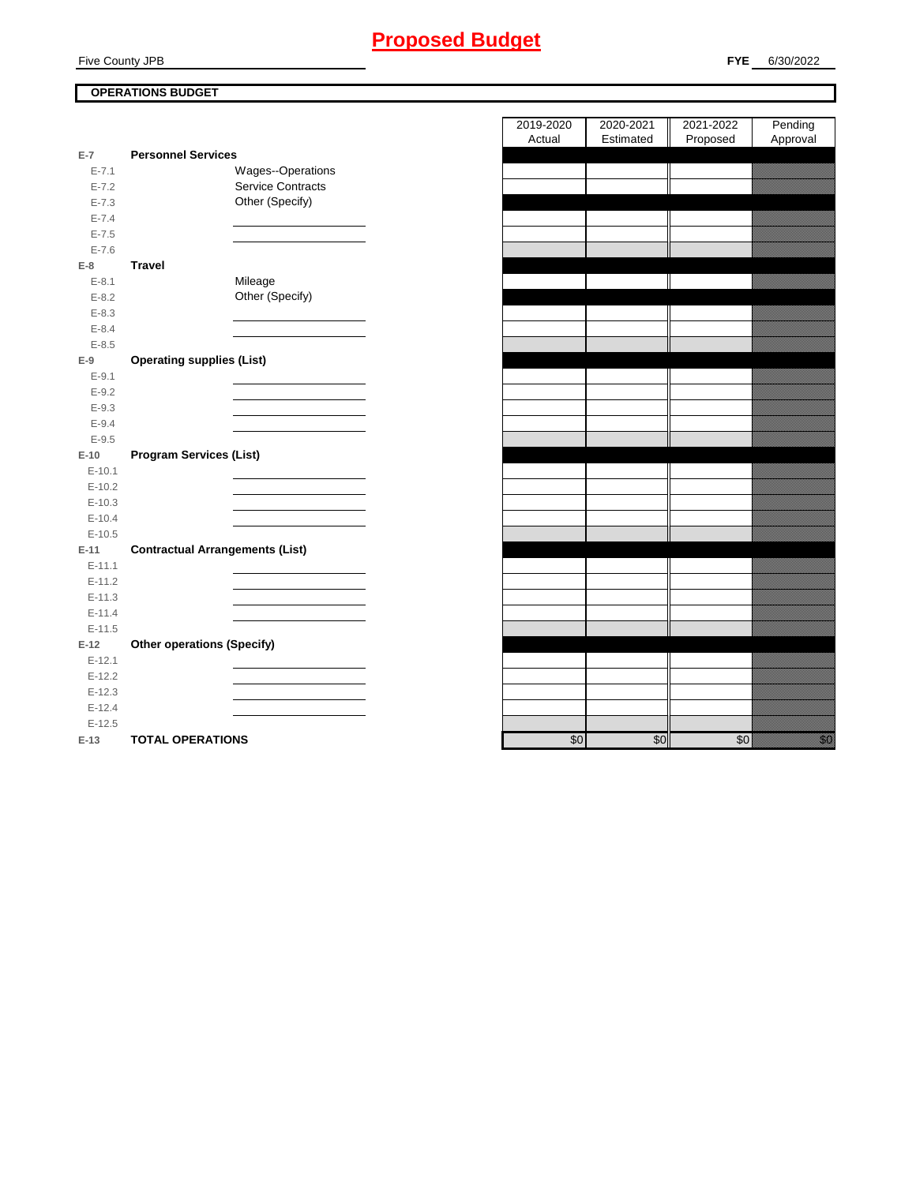# Proposed Budget

Five County JPB

**FYE** 6/30/2022

**OPERATIONS BUDGET**

| | | | 2019-2020 Actual | 2020-2021 Estimated | 2021-2022 Proposed | Pending Approval |
|---|---|---|---|---|---|---|
| **E-7** | **Personnel Services** | | | | | |
| E-7.1 | | Wages--Operations | | | | |
| E-7.2 | | Service Contracts | | | | |
| E-7.3 | | Other (Specify) | | | | |
| E-7.4 | | | | | | |
| E-7.5 | | | | | | |
| E-7.6 | | | | | | |
| **E-8** | **Travel** | | | | | |
| E-8.1 | | Mileage | | | | |
| E-8.2 | | Other (Specify) | | | | |
| E-8.3 | | | | | | |
| E-8.4 | | | | | | |
| E-8.5 | | | | | | |
| **E-9** | **Operating supplies (List)** | | | | | |
| E-9.1 | | | | | | |
| E-9.2 | | | | | | |
| E-9.3 | | | | | | |
| E-9.4 | | | | | | |
| E-9.5 | | | | | | |
| **E-10** | **Program Services (List)** | | | | | |
| E-10.1 | | | | | | |
| E-10.2 | | | | | | |
| E-10.3 | | | | | | |
| E-10.4 | | | | | | |
| E-10.5 | | | | | | |
| **E-11** | **Contractual Arrangements (List)** | | | | | |
| E-11.1 | | | | | | |
| E-11.2 | | | | | | |
| E-11.3 | | | | | | |
| E-11.4 | | | | | | |
| E-11.5 | | | | | | |
| **E-12** | **Other operations (Specify)** | | | | | |
| E-12.1 | | | | | | |
| E-12.2 | | | | | | |
| E-12.3 | | | | | | |
| E-12.4 | | | | | | |
| E-12.5 | | | | | | |
| **E-13** | **TOTAL OPERATIONS** | | $0 | $0 | $0 | $0 |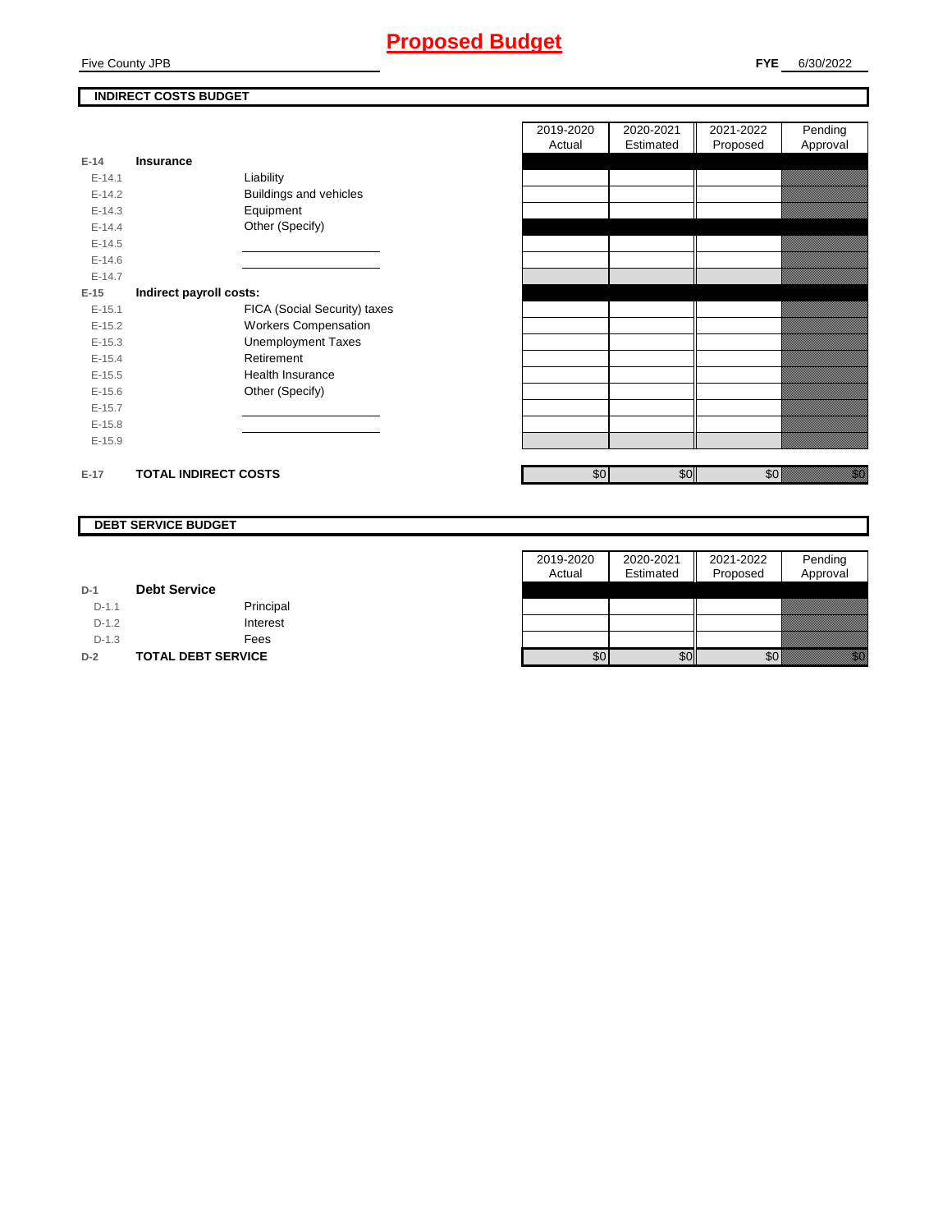# Proposed Budget

Five County JPB

**FYE** 6/30/2022

## INDIRECT COSTS BUDGET

| | | | 2019-2020 Actual | 2020-2021 Estimated | 2021-2022 Proposed | Pending Approval |
|---|---|---|---|---|---|---|
| E-14 | **Insurance** | | | | | |
| E-14.1 | | Liability | | | | |
| E-14.2 | | Buildings and vehicles | | | | |
| E-14.3 | | Equipment | | | | |
| E-14.4 | | Other (Specify) | | | | |
| E-14.5 | | | | | | |
| E-14.6 | | | | | | |
| E-14.7 | | | | | | |
| E-15 | **Indirect payroll costs:** | | | | | |
| E-15.1 | | FICA (Social Security) taxes | | | | |
| E-15.2 | | Workers Compensation | | | | |
| E-15.3 | | Unemployment Taxes | | | | |
| E-15.4 | | Retirement | | | | |
| E-15.5 | | Health Insurance | | | | |
| E-15.6 | | Other (Specify) | | | | |
| E-15.7 | | | | | | |
| E-15.8 | | | | | | |
| E-15.9 | | | | | | |
| E-17 | **TOTAL INDIRECT COSTS** | | $0 | $0 | $0 | $0 |

## DEBT SERVICE BUDGET

| | | | 2019-2020 Actual | 2020-2021 Estimated | 2021-2022 Proposed | Pending Approval |
|---|---|---|---|---|---|---|
| D-1 | **Debt Service** | | | | | |
| D-1.1 | | Principal | | | | |
| D-1.2 | | Interest | | | | |
| D-1.3 | | Fees | | | | |
| D-2 | **TOTAL DEBT SERVICE** | | $0 | $0 | $0 | $0 |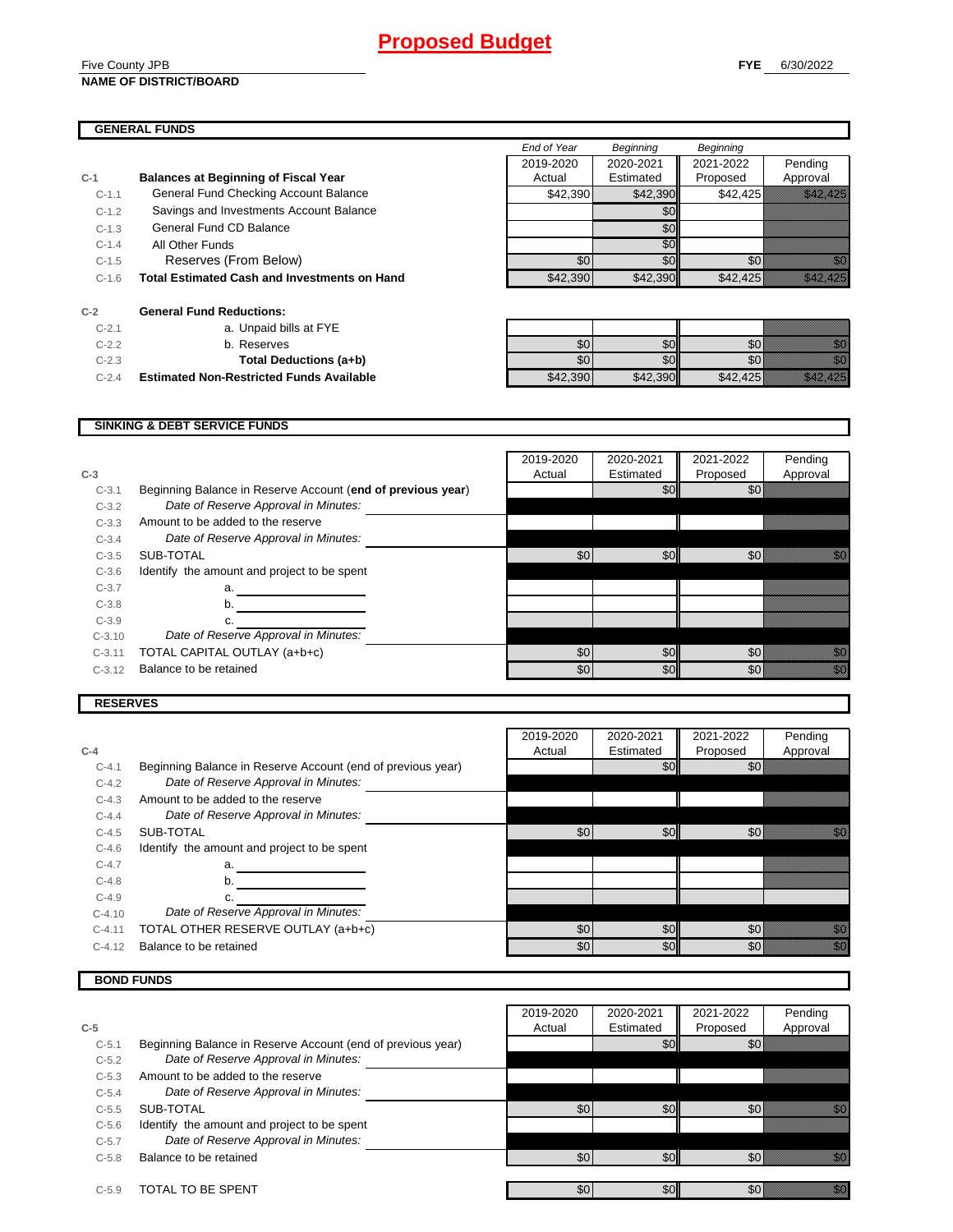# Proposed Budget

Five County JPB
**NAME OF DISTRICT/BOARD**

**FYE** 6/30/2022

## GENERAL FUNDS

| | | End of Year 2019-2020 Actual | Beginning 2020-2021 Estimated | Beginning 2021-2022 Proposed | Pending Approval |
|---|---|---|---|---|---|
| **C-1** | **Balances at Beginning of Fiscal Year** | | | | |
| C-1.1 | General Fund Checking Account Balance | $42,390 | $42,390 | $42,425 | $42,425 |
| C-1.2 | Savings and Investments Account Balance | | $0 | | |
| C-1.3 | General Fund CD Balance | | $0 | | |
| C-1.4 | All Other Funds | | $0 | | |
| C-1.5 | Reserves (From Below) | $0 | $0 | $0 | $0 |
| C-1.6 | **Total Estimated Cash and Investments on Hand** | $42,390 | $42,390 | $42,425 | $42,425 |
| **C-2** | **General Fund Reductions:** | | | | |
| C-2.1 | a. Unpaid bills at FYE | | | | |
| C-2.2 | b. Reserves | $0 | $0 | $0 | $0 |
| C-2.3 | **Total Deductions (a+b)** | $0 | $0 | $0 | $0 |
| C-2.4 | **Estimated Non-Restricted Funds Available** | $42,390 | $42,390 | $42,425 | $42,425 |

## SINKING & DEBT SERVICE FUNDS

| **C-3** | | 2019-2020 Actual | 2020-2021 Estimated | 2021-2022 Proposed | Pending Approval |
|---|---|---|---|---|---|
| C-3.1 | Beginning Balance in Reserve Account (**end of previous year**) | | $0 | $0 | |
| C-3.2 | *Date of Reserve Approval in Minutes:* | | | | |
| C-3.3 | Amount to be added to the reserve | | | | |
| C-3.4 | *Date of Reserve Approval in Minutes:* | | | | |
| C-3.5 | SUB-TOTAL | $0 | $0 | $0 | $0 |
| C-3.6 | Identify the amount and project to be spent | | | | |
| C-3.7 | a. | | | | |
| C-3.8 | b. | | | | |
| C-3.9 | c. | | | | |
| C-3.10 | *Date of Reserve Approval in Minutes:* | | | | |
| C-3.11 | TOTAL CAPITAL OUTLAY (a+b+c) | $0 | $0 | $0 | $0 |
| C-3.12 | Balance to be retained | $0 | $0 | $0 | $0 |

## RESERVES

| **C-4** | | 2019-2020 Actual | 2020-2021 Estimated | 2021-2022 Proposed | Pending Approval |
|---|---|---|---|---|---|
| C-4.1 | Beginning Balance in Reserve Account (end of previous year) | | $0 | $0 | |
| C-4.2 | *Date of Reserve Approval in Minutes:* | | | | |
| C-4.3 | Amount to be added to the reserve | | | | |
| C-4.4 | *Date of Reserve Approval in Minutes:* | | | | |
| C-4.5 | SUB-TOTAL | $0 | $0 | $0 | $0 |
| C-4.6 | Identify the amount and project to be spent | | | | |
| C-4.7 | a. | | | | |
| C-4.8 | b. | | | | |
| C-4.9 | c. | | | | |
| C-4.10 | *Date of Reserve Approval in Minutes:* | | | | |
| C-4.11 | TOTAL OTHER RESERVE OUTLAY (a+b+c) | $0 | $0 | $0 | $0 |
| C-4.12 | Balance to be retained | $0 | $0 | $0 | $0 |

## BOND FUNDS

| **C-5** | | 2019-2020 Actual | 2020-2021 Estimated | 2021-2022 Proposed | Pending Approval |
|---|---|---|---|---|---|
| C-5.1 | Beginning Balance in Reserve Account (end of previous year) | | $0 | $0 | |
| C-5.2 | *Date of Reserve Approval in Minutes:* | | | | |
| C-5.3 | Amount to be added to the reserve | | | | |
| C-5.4 | *Date of Reserve Approval in Minutes:* | | | | |
| C-5.5 | SUB-TOTAL | $0 | $0 | $0 | $0 |
| C-5.6 | Identify the amount and project to be spent | | | | |
| C-5.7 | *Date of Reserve Approval in Minutes:* | | | | |
| C-5.8 | Balance to be retained | $0 | $0 | $0 | $0 |
| C-5.9 | TOTAL TO BE SPENT | $0 | $0 | $0 | $0 |